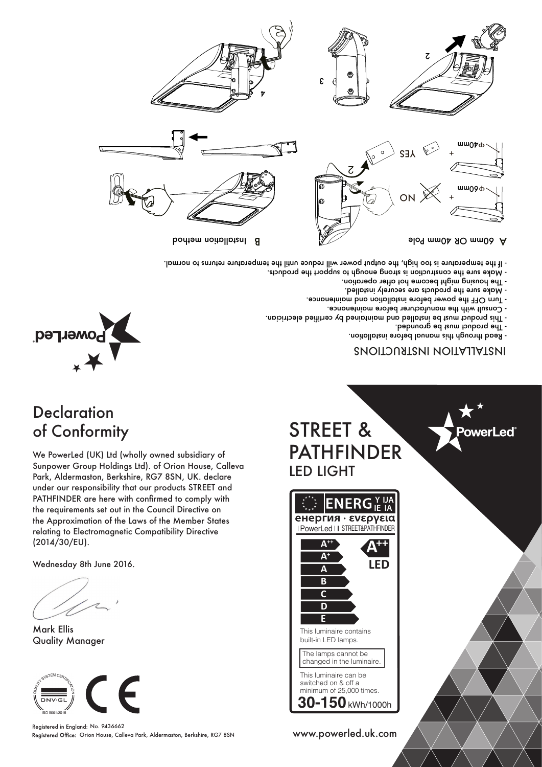# INSTALLATION INSTRUCTIONS

- Read through this manual before installation.
- The product must be grounded.
- This product must be installed and maintained by certified electrician.
- Consult with the manufacturer before maintenance.
- Turn OFF the power before installation and maintenance.
- Make sure the products are securely installed.
- The housing might become hot after operation.
- Make sure the construction is strong enough to support the products.
- If the temperature is too high, the output power will reduce until the temperature returns to normal.

A 60mm OR 40mm Pole

φ60mm + NO

φ40mm + YES

B Installation method

# Declaration of Conformity

We PowerLed (UK) Ltd (wholly owned subsidiary of Sunpower Group Holdings Ltd). of Orion House, Calleva Park, Aldermaston, Berkshire, RG7 8SN, UK. declare under our responsibility that our products STREET and PATHFINDER are here with confirmed to comply with the requirements set out in the Council Directive on the Approximation of the Laws of the Member States relating to Electromagnetic Compatibility Directive (2014/30/EU).

Wednesday 8th June 2016.

Mark Ellis
Quality Manager

Registered in England: No. 9436662
Registered Office: Orion House, Calleva Park, Aldermaston, Berkshire, RG7 8SN

# STREET & PATHFINDER
## LED LIGHT

ENERGY IJA IE IA
енергия · ενεργεια
PowerLed STREET&PATHFINDER

A++ A+ A B C D E — A++ LED

This luminaire contains built-in LED lamps.

The lamps cannot be changed in the luminaire.

This luminaire can be switched on & off a minimum of 25,000 times.

**30-150** kWh/1000h

www.powerled.uk.com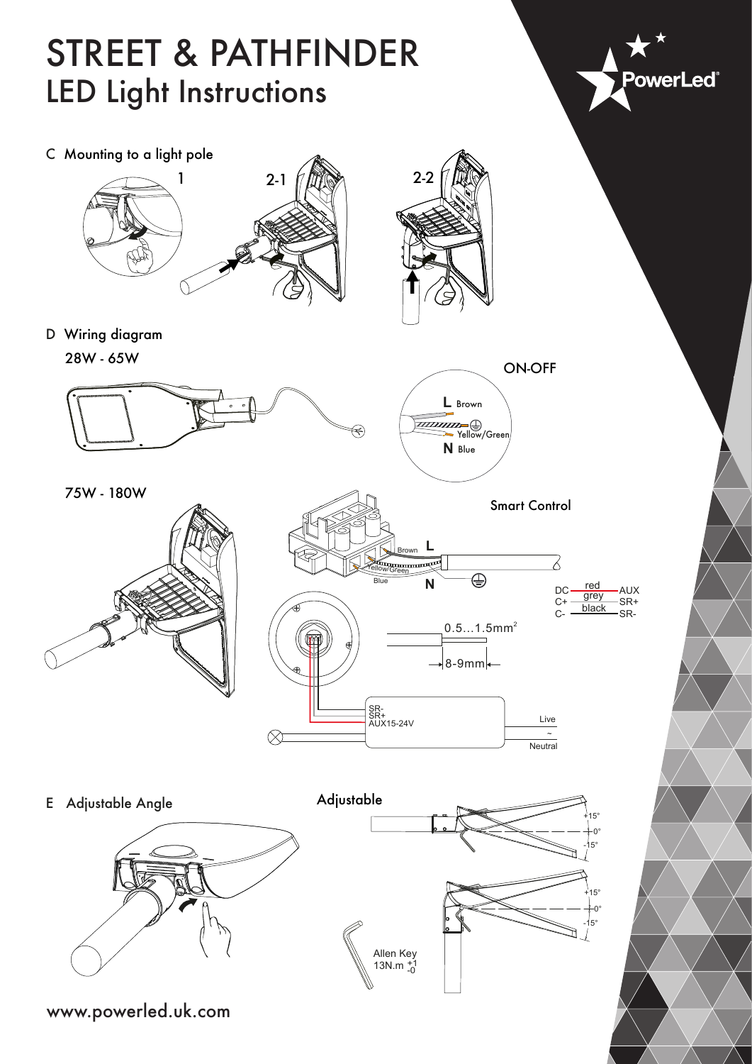# STREET & PATHFINDER
## LED Light Instructions

PowerLed®

### C Mounting to a light pole

1

2-1

2-2

### D Wiring diagram

28W - 65W

ON-OFF

L Brown

Yellow/Green

N Blue

75W - 180W

Smart Control

Brown

L

Yellow/Green

Blue

N

DC red AUX

C+ grey SR+

C- black SR-

0.5...1.5mm²

8-9mm

SR-

SR+

AUX15-24V

Live

~

Neutral

### E Adjustable Angle

Adjustable

+15°

0°

-15°

+15°

0°

-15°

Allen Key

13N.m $^{+1}_{-0}$

www.powerled.uk.com